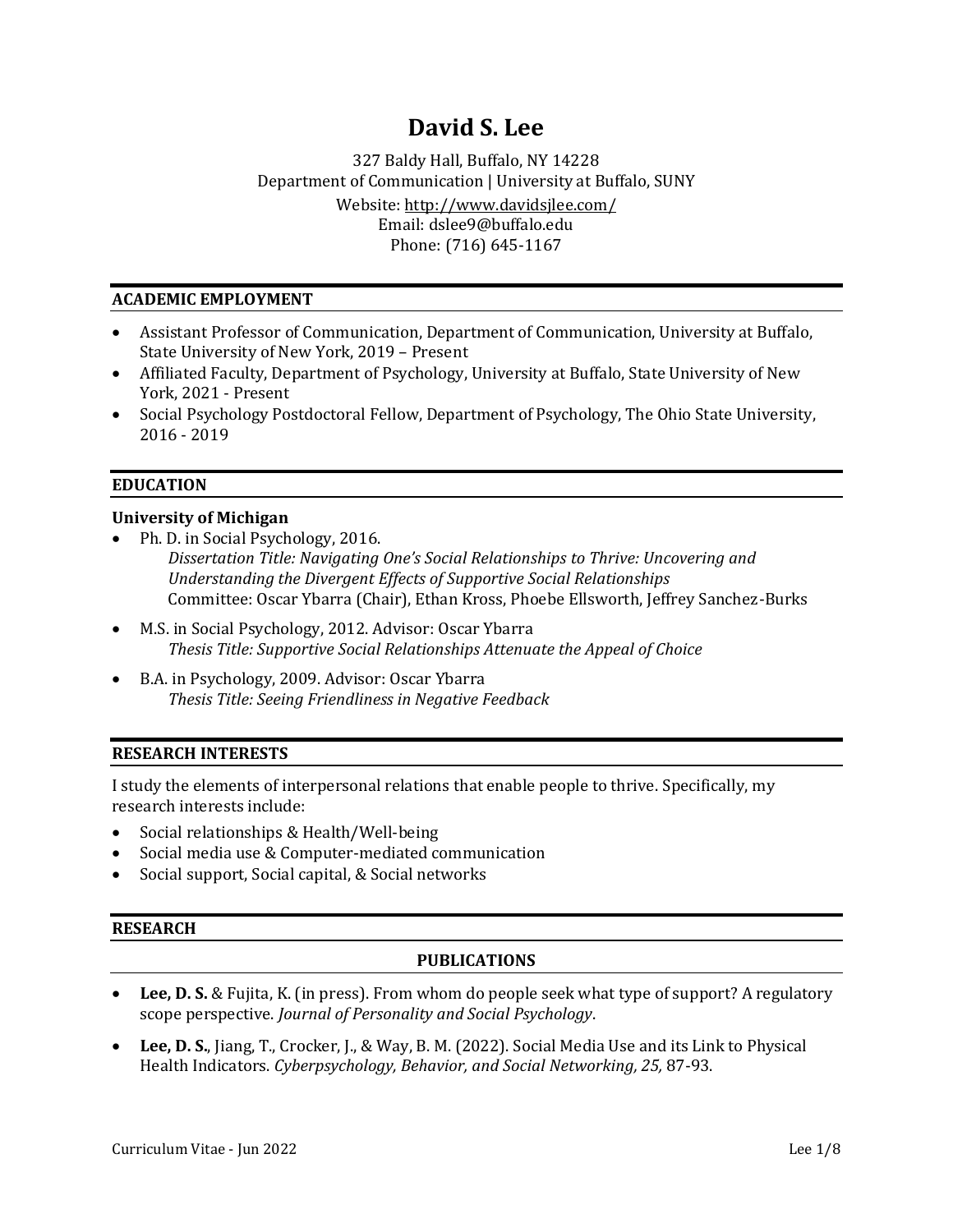# David S. Lee

327 Baldy Hall, Buffalo, NY 14228
Department of Communication | University at Buffalo, SUNY
Website: http://www.davidsjlee.com/
Email: dslee9@buffalo.edu
Phone: (716) 645-1167

## ACADEMIC EMPLOYMENT

- Assistant Professor of Communication, Department of Communication, University at Buffalo, State University of New York, 2019 – Present
- Affiliated Faculty, Department of Psychology, University at Buffalo, State University of New York, 2021 - Present
- Social Psychology Postdoctoral Fellow, Department of Psychology, The Ohio State University, 2016 - 2019

## EDUCATION

**University of Michigan**

- Ph. D. in Social Psychology, 2016.
  *Dissertation Title: Navigating One's Social Relationships to Thrive: Uncovering and Understanding the Divergent Effects of Supportive Social Relationships*
  Committee: Oscar Ybarra (Chair), Ethan Kross, Phoebe Ellsworth, Jeffrey Sanchez-Burks
- M.S. in Social Psychology, 2012. Advisor: Oscar Ybarra
  *Thesis Title: Supportive Social Relationships Attenuate the Appeal of Choice*
- B.A. in Psychology, 2009. Advisor: Oscar Ybarra
  *Thesis Title: Seeing Friendliness in Negative Feedback*

## RESEARCH INTERESTS

I study the elements of interpersonal relations that enable people to thrive. Specifically, my research interests include:

- Social relationships & Health/Well-being
- Social media use & Computer-mediated communication
- Social support, Social capital, & Social networks

## RESEARCH

### PUBLICATIONS

- **Lee, D. S.** & Fujita, K. (in press). From whom do people seek what type of support? A regulatory scope perspective. *Journal of Personality and Social Psychology*.
- **Lee, D. S.**, Jiang, T., Crocker, J., & Way, B. M. (2022). Social Media Use and its Link to Physical Health Indicators. *Cyberpsychology, Behavior, and Social Networking, 25,* 87-93.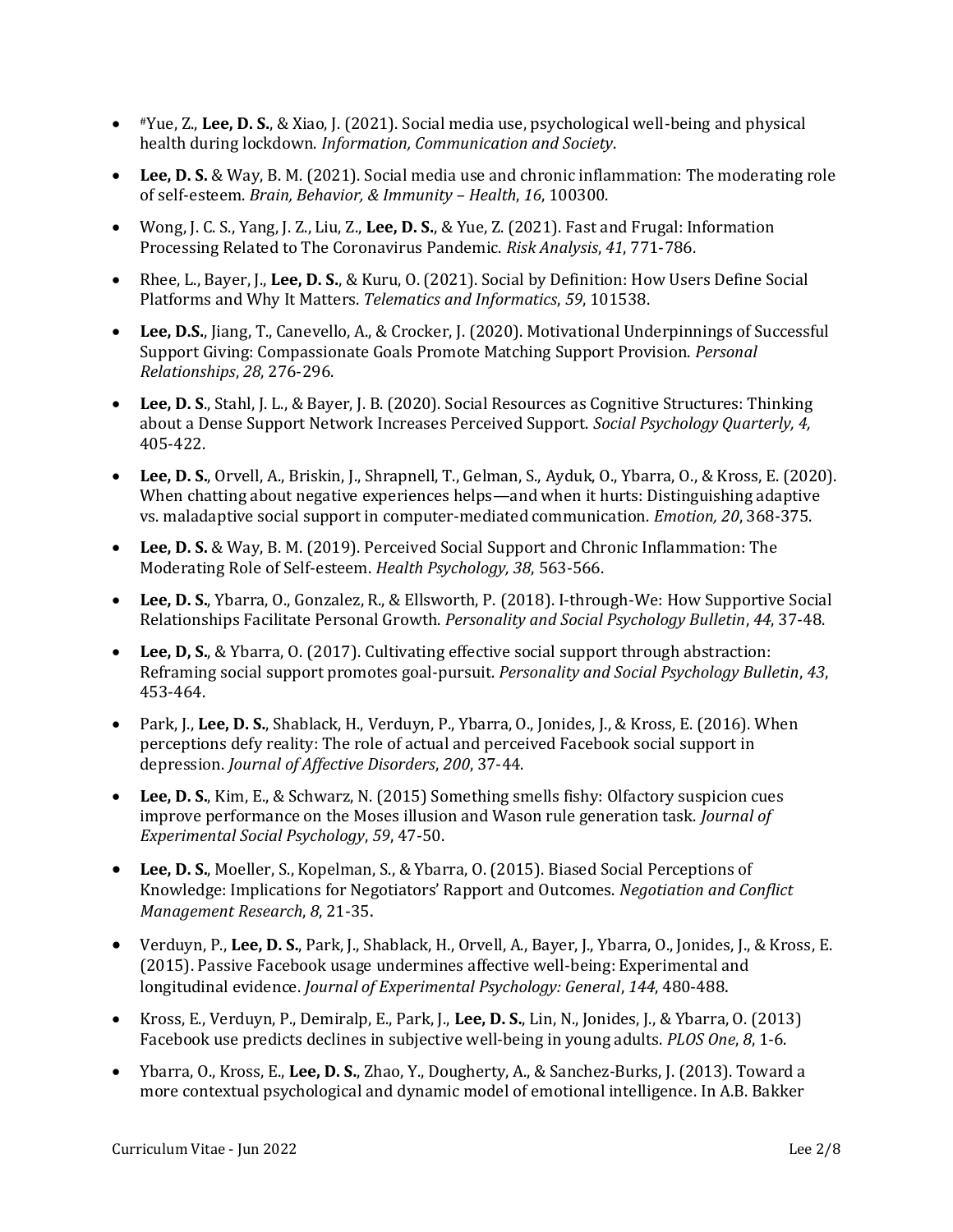- #Yue, Z., **Lee, D. S.**, & Xiao, J. (2021). Social media use, psychological well-being and physical health during lockdown. *Information, Communication and Society*.

- **Lee, D. S.** & Way, B. M. (2021). Social media use and chronic inflammation: The moderating role of self-esteem. *Brain, Behavior, & Immunity – Health*, *16*, 100300.

- Wong, J. C. S., Yang, J. Z., Liu, Z., **Lee, D. S.**, & Yue, Z. (2021). Fast and Frugal: Information Processing Related to The Coronavirus Pandemic. *Risk Analysis*, *41*, 771-786.

- Rhee, L., Bayer, J., **Lee, D. S.**, & Kuru, O. (2021). Social by Definition: How Users Define Social Platforms and Why It Matters. *Telematics and Informatics*, *59*, 101538.

- **Lee, D.S.**, Jiang, T., Canevello, A., & Crocker, J. (2020). Motivational Underpinnings of Successful Support Giving: Compassionate Goals Promote Matching Support Provision. *Personal Relationships*, *28*, 276-296.

- **Lee, D. S**., Stahl, J. L., & Bayer, J. B. (2020). Social Resources as Cognitive Structures: Thinking about a Dense Support Network Increases Perceived Support. *Social Psychology Quarterly, 4,* 405-422.

- **Lee, D. S.**, Orvell, A., Briskin, J., Shrapnell, T., Gelman, S., Ayduk, O., Ybarra, O., & Kross, E. (2020). When chatting about negative experiences helps—and when it hurts: Distinguishing adaptive vs. maladaptive social support in computer-mediated communication. *Emotion, 20*, 368-375.

- **Lee, D. S.** & Way, B. M. (2019). Perceived Social Support and Chronic Inflammation: The Moderating Role of Self-esteem. *Health Psychology, 38*, 563-566.

- **Lee, D. S.**, Ybarra, O., Gonzalez, R., & Ellsworth, P. (2018). I-through-We: How Supportive Social Relationships Facilitate Personal Growth. *Personality and Social Psychology Bulletin*, *44*, 37-48.

- **Lee, D, S.**, & Ybarra, O. (2017). Cultivating effective social support through abstraction: Reframing social support promotes goal-pursuit. *Personality and Social Psychology Bulletin*, *43*, 453-464.

- Park, J., **Lee, D. S.**, Shablack, H., Verduyn, P., Ybarra, O., Jonides, J., & Kross, E. (2016). When perceptions defy reality: The role of actual and perceived Facebook social support in depression. *Journal of Affective Disorders*, *200*, 37-44.

- **Lee, D. S.**, Kim, E., & Schwarz, N. (2015) Something smells fishy: Olfactory suspicion cues improve performance on the Moses illusion and Wason rule generation task. *Journal of Experimental Social Psychology*, *59*, 47-50.

- **Lee, D. S.**, Moeller, S., Kopelman, S., & Ybarra, O. (2015). Biased Social Perceptions of Knowledge: Implications for Negotiators' Rapport and Outcomes. *Negotiation and Conflict Management Research*, *8*, 21-35.

- Verduyn, P., **Lee, D. S.**, Park, J., Shablack, H., Orvell, A., Bayer, J., Ybarra, O., Jonides, J., & Kross, E. (2015). Passive Facebook usage undermines affective well-being: Experimental and longitudinal evidence. *Journal of Experimental Psychology: General*, *144*, 480-488.

- Kross, E., Verduyn, P., Demiralp, E., Park, J., **Lee, D. S.**, Lin, N., Jonides, J., & Ybarra, O. (2013) Facebook use predicts declines in subjective well-being in young adults. *PLOS One*, *8*, 1-6.

- Ybarra, O., Kross, E., **Lee, D. S.**, Zhao, Y., Dougherty, A., & Sanchez-Burks, J. (2013). Toward a more contextual psychological and dynamic model of emotional intelligence. In A.B. Bakker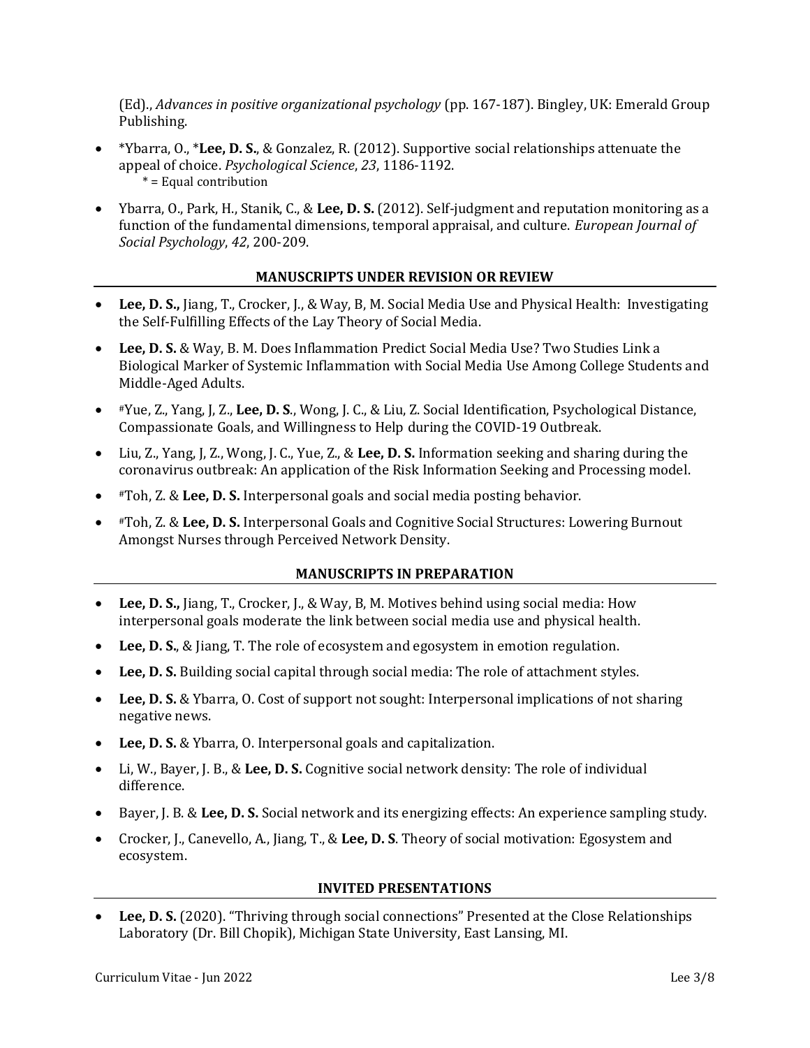(Ed)., *Advances in positive organizational psychology* (pp. 167-187). Bingley, UK: Emerald Group Publishing.

- *Ybarra, O., ***Lee, D. S.**, & Gonzalez, R. (2012). Supportive social relationships attenuate the appeal of choice. *Psychological Science*, *23*, 1186-1192.
  * = Equal contribution
- Ybarra, O., Park, H., Stanik, C., & **Lee, D. S.** (2012). Self-judgment and reputation monitoring as a function of the fundamental dimensions, temporal appraisal, and culture. *European Journal of Social Psychology*, *42*, 200-209.

## MANUSCRIPTS UNDER REVISION OR REVIEW

- **Lee, D. S.,** Jiang, T., Crocker, J., & Way, B, M. Social Media Use and Physical Health: Investigating the Self-Fulfilling Effects of the Lay Theory of Social Media.
- **Lee, D. S.** & Way, B. M. Does Inflammation Predict Social Media Use? Two Studies Link a Biological Marker of Systemic Inflammation with Social Media Use Among College Students and Middle-Aged Adults.
- #Yue, Z., Yang, J, Z., **Lee, D. S**., Wong, J. C., & Liu, Z. Social Identification, Psychological Distance, Compassionate Goals, and Willingness to Help during the COVID-19 Outbreak.
- Liu, Z., Yang, J, Z., Wong, J. C., Yue, Z., & **Lee, D. S.** Information seeking and sharing during the coronavirus outbreak: An application of the Risk Information Seeking and Processing model.
- #Toh, Z. & **Lee, D. S.** Interpersonal goals and social media posting behavior.
- #Toh, Z. & **Lee, D. S.** Interpersonal Goals and Cognitive Social Structures: Lowering Burnout Amongst Nurses through Perceived Network Density.

## MANUSCRIPTS IN PREPARATION

- **Lee, D. S.,** Jiang, T., Crocker, J., & Way, B, M. Motives behind using social media: How interpersonal goals moderate the link between social media use and physical health.
- **Lee, D. S.**, & Jiang, T. The role of ecosystem and egosystem in emotion regulation.
- **Lee, D. S.** Building social capital through social media: The role of attachment styles.
- **Lee, D. S.** & Ybarra, O. Cost of support not sought: Interpersonal implications of not sharing negative news.
- **Lee, D. S.** & Ybarra, O. Interpersonal goals and capitalization.
- Li, W., Bayer, J. B., & **Lee, D. S.** Cognitive social network density: The role of individual difference.
- Bayer, J. B. & **Lee, D. S.** Social network and its energizing effects: An experience sampling study.
- Crocker, J., Canevello, A., Jiang, T., & **Lee, D. S**. Theory of social motivation: Egosystem and ecosystem.

## INVITED PRESENTATIONS

- **Lee, D. S.** (2020). "Thriving through social connections" Presented at the Close Relationships Laboratory (Dr. Bill Chopik), Michigan State University, East Lansing, MI.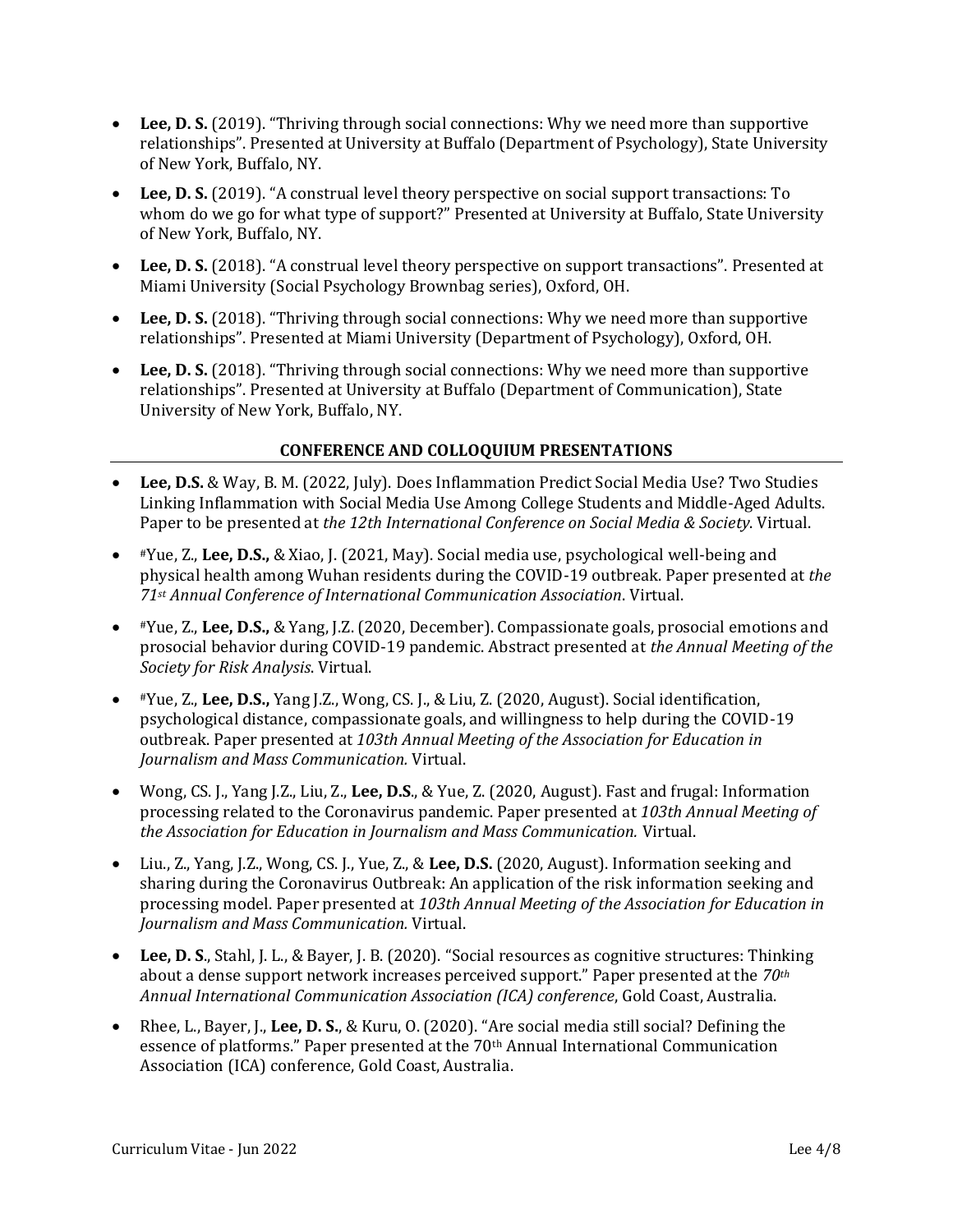- **Lee, D. S.** (2019). "Thriving through social connections: Why we need more than supportive relationships". Presented at University at Buffalo (Department of Psychology), State University of New York, Buffalo, NY.
- **Lee, D. S.** (2019). "A construal level theory perspective on social support transactions: To whom do we go for what type of support?" Presented at University at Buffalo, State University of New York, Buffalo, NY.
- **Lee, D. S.** (2018). "A construal level theory perspective on support transactions". Presented at Miami University (Social Psychology Brownbag series), Oxford, OH.
- **Lee, D. S.** (2018). "Thriving through social connections: Why we need more than supportive relationships". Presented at Miami University (Department of Psychology), Oxford, OH.
- **Lee, D. S.** (2018). "Thriving through social connections: Why we need more than supportive relationships". Presented at University at Buffalo (Department of Communication), State University of New York, Buffalo, NY.

## CONFERENCE AND COLLOQUIUM PRESENTATIONS

- **Lee, D.S.** & Way, B. M. (2022, July). Does Inflammation Predict Social Media Use? Two Studies Linking Inflammation with Social Media Use Among College Students and Middle-Aged Adults. Paper to be presented at *the 12th International Conference on Social Media & Society*. Virtual.
- #Yue, Z., **Lee, D.S.,** & Xiao, J. (2021, May). Social media use, psychological well-being and physical health among Wuhan residents during the COVID-19 outbreak. Paper presented at *the 71st Annual Conference of International Communication Association*. Virtual.
- #Yue, Z., **Lee, D.S.,** & Yang, J.Z. (2020, December). Compassionate goals, prosocial emotions and prosocial behavior during COVID-19 pandemic. Abstract presented at *the Annual Meeting of the Society for Risk Analysis*. Virtual.
- #Yue, Z., **Lee, D.S.,** Yang J.Z., Wong, CS. J., & Liu, Z. (2020, August). Social identification, psychological distance, compassionate goals, and willingness to help during the COVID-19 outbreak. Paper presented at *103th Annual Meeting of the Association for Education in Journalism and Mass Communication.* Virtual.
- Wong, CS. J., Yang J.Z., Liu, Z., **Lee, D.S**., & Yue, Z. (2020, August). Fast and frugal: Information processing related to the Coronavirus pandemic. Paper presented at *103th Annual Meeting of the Association for Education in Journalism and Mass Communication.* Virtual.
- Liu., Z., Yang, J.Z., Wong, CS. J., Yue, Z., & **Lee, D.S.** (2020, August). Information seeking and sharing during the Coronavirus Outbreak: An application of the risk information seeking and processing model. Paper presented at *103th Annual Meeting of the Association for Education in Journalism and Mass Communication.* Virtual.
- **Lee, D. S**., Stahl, J. L., & Bayer, J. B. (2020). "Social resources as cognitive structures: Thinking about a dense support network increases perceived support." Paper presented at the *70th Annual International Communication Association (ICA) conference*, Gold Coast, Australia.
- Rhee, L., Bayer, J., **Lee, D. S.**, & Kuru, O. (2020). "Are social media still social? Defining the essence of platforms." Paper presented at the 70th Annual International Communication Association (ICA) conference, Gold Coast, Australia.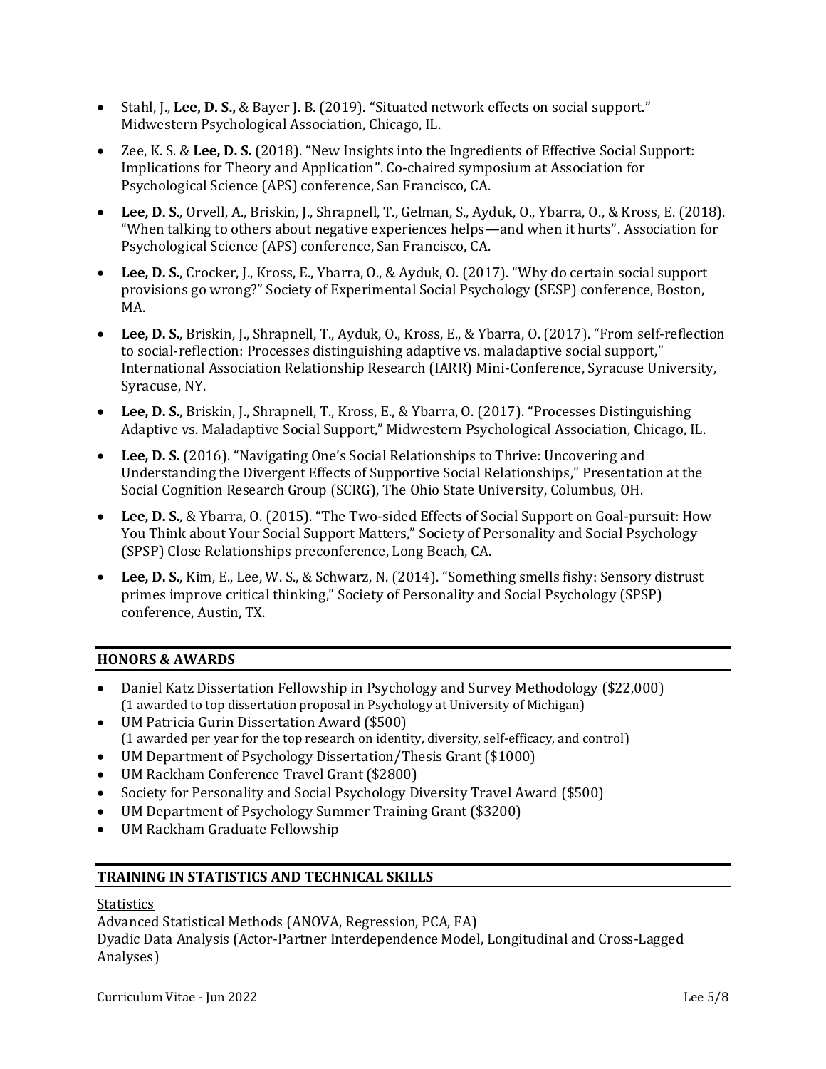- Stahl, J., **Lee, D. S.,** & Bayer J. B. (2019). "Situated network effects on social support." Midwestern Psychological Association, Chicago, IL.
- Zee, K. S. & **Lee, D. S.** (2018). "New Insights into the Ingredients of Effective Social Support: Implications for Theory and Application". Co-chaired symposium at Association for Psychological Science (APS) conference, San Francisco, CA.
- **Lee, D. S.**, Orvell, A., Briskin, J., Shrapnell, T., Gelman, S., Ayduk, O., Ybarra, O., & Kross, E. (2018). "When talking to others about negative experiences helps—and when it hurts". Association for Psychological Science (APS) conference, San Francisco, CA.
- **Lee, D. S.**, Crocker, J., Kross, E., Ybarra, O., & Ayduk, O. (2017). "Why do certain social support provisions go wrong?" Society of Experimental Social Psychology (SESP) conference, Boston, MA.
- **Lee, D. S.**, Briskin, J., Shrapnell, T., Ayduk, O., Kross, E., & Ybarra, O. (2017). "From self-reflection to social-reflection: Processes distinguishing adaptive vs. maladaptive social support," International Association Relationship Research (IARR) Mini-Conference, Syracuse University, Syracuse, NY.
- **Lee, D. S.**, Briskin, J., Shrapnell, T., Kross, E., & Ybarra, O. (2017). "Processes Distinguishing Adaptive vs. Maladaptive Social Support," Midwestern Psychological Association, Chicago, IL.
- **Lee, D. S.** (2016). "Navigating One's Social Relationships to Thrive: Uncovering and Understanding the Divergent Effects of Supportive Social Relationships," Presentation at the Social Cognition Research Group (SCRG), The Ohio State University, Columbus, OH.
- **Lee, D. S.**, & Ybarra, O. (2015). "The Two-sided Effects of Social Support on Goal-pursuit: How You Think about Your Social Support Matters," Society of Personality and Social Psychology (SPSP) Close Relationships preconference, Long Beach, CA.
- **Lee, D. S.**, Kim, E., Lee, W. S., & Schwarz, N. (2014). "Something smells fishy: Sensory distrust primes improve critical thinking," Society of Personality and Social Psychology (SPSP) conference, Austin, TX.

## HONORS & AWARDS

- Daniel Katz Dissertation Fellowship in Psychology and Survey Methodology ($22,000)
  (1 awarded to top dissertation proposal in Psychology at University of Michigan)
- UM Patricia Gurin Dissertation Award ($500)
  (1 awarded per year for the top research on identity, diversity, self-efficacy, and control)
- UM Department of Psychology Dissertation/Thesis Grant ($1000)
- UM Rackham Conference Travel Grant ($2800)
- Society for Personality and Social Psychology Diversity Travel Award ($500)
- UM Department of Psychology Summer Training Grant ($3200)
- UM Rackham Graduate Fellowship

## TRAINING IN STATISTICS AND TECHNICAL SKILLS

Statistics

Advanced Statistical Methods (ANOVA, Regression, PCA, FA)
Dyadic Data Analysis (Actor-Partner Interdependence Model, Longitudinal and Cross-Lagged Analyses)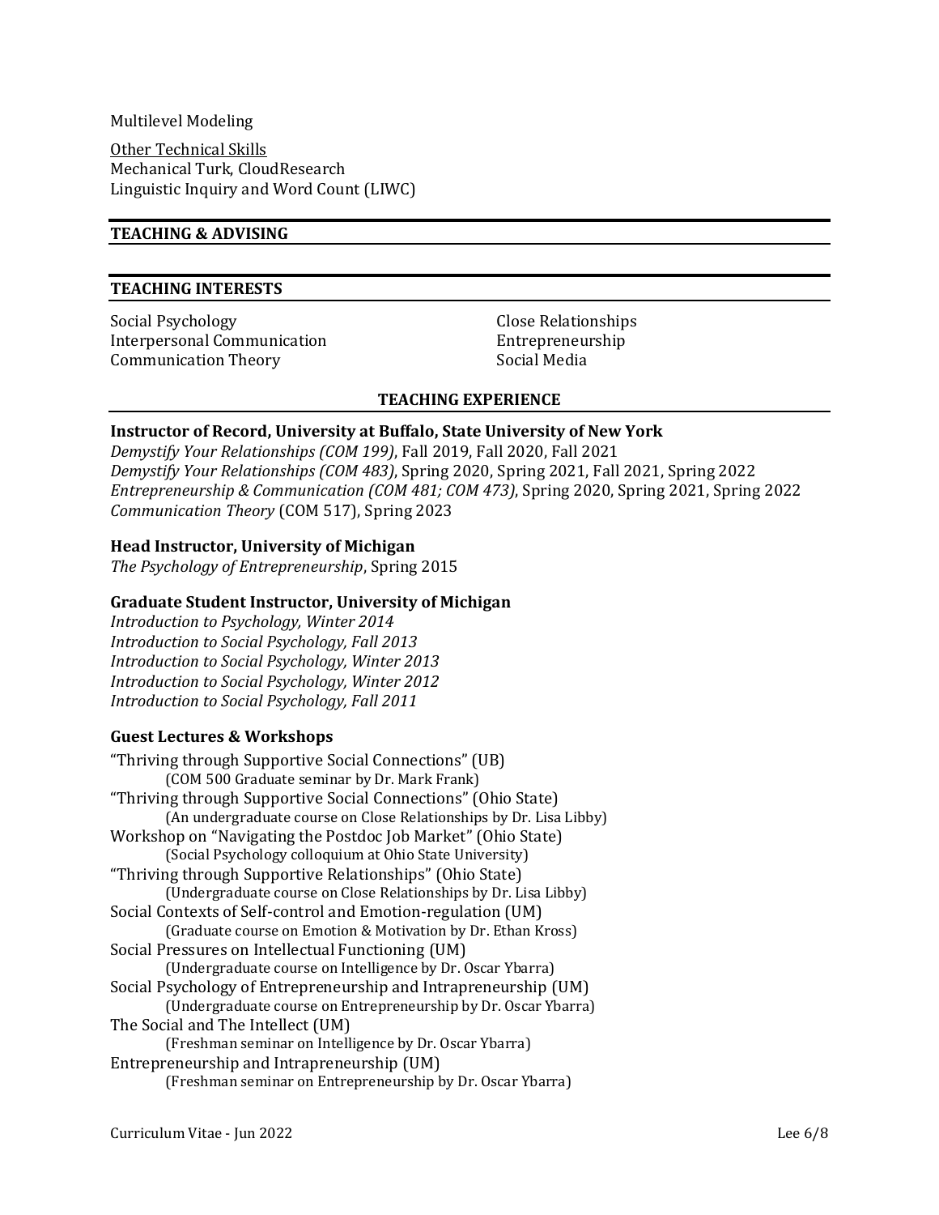Multilevel Modeling

<u>Other Technical Skills</u>
Mechanical Turk, CloudResearch
Linguistic Inquiry and Word Count (LIWC)

## TEACHING & ADVISING

## TEACHING INTERESTS

Social Psychology
Interpersonal Communication
Communication Theory
Close Relationships
Entrepreneurship
Social Media

## TEACHING EXPERIENCE

**Instructor of Record, University at Buffalo, State University of New York**
*Demystify Your Relationships (COM 199)*, Fall 2019, Fall 2020, Fall 2021
*Demystify Your Relationships (COM 483)*, Spring 2020, Spring 2021, Fall 2021, Spring 2022
*Entrepreneurship & Communication (COM 481; COM 473)*, Spring 2020, Spring 2021, Spring 2022
*Communication Theory* (COM 517), Spring 2023

**Head Instructor, University of Michigan**
*The Psychology of Entrepreneurship*, Spring 2015

**Graduate Student Instructor, University of Michigan**
*Introduction to Psychology, Winter 2014*
*Introduction to Social Psychology, Fall 2013*
*Introduction to Social Psychology, Winter 2013*
*Introduction to Social Psychology, Winter 2012*
*Introduction to Social Psychology, Fall 2011*

**Guest Lectures & Workshops**
"Thriving through Supportive Social Connections" (UB)
(COM 500 Graduate seminar by Dr. Mark Frank)
"Thriving through Supportive Social Connections" (Ohio State)
(An undergraduate course on Close Relationships by Dr. Lisa Libby)
Workshop on "Navigating the Postdoc Job Market" (Ohio State)
(Social Psychology colloquium at Ohio State University)
"Thriving through Supportive Relationships" (Ohio State)
(Undergraduate course on Close Relationships by Dr. Lisa Libby)
Social Contexts of Self-control and Emotion-regulation (UM)
(Graduate course on Emotion & Motivation by Dr. Ethan Kross)
Social Pressures on Intellectual Functioning (UM)
(Undergraduate course on Intelligence by Dr. Oscar Ybarra)
Social Psychology of Entrepreneurship and Intrapreneurship (UM)
(Undergraduate course on Entrepreneurship by Dr. Oscar Ybarra)
The Social and The Intellect (UM)
(Freshman seminar on Intelligence by Dr. Oscar Ybarra)
Entrepreneurship and Intrapreneurship (UM)
(Freshman seminar on Entrepreneurship by Dr. Oscar Ybarra)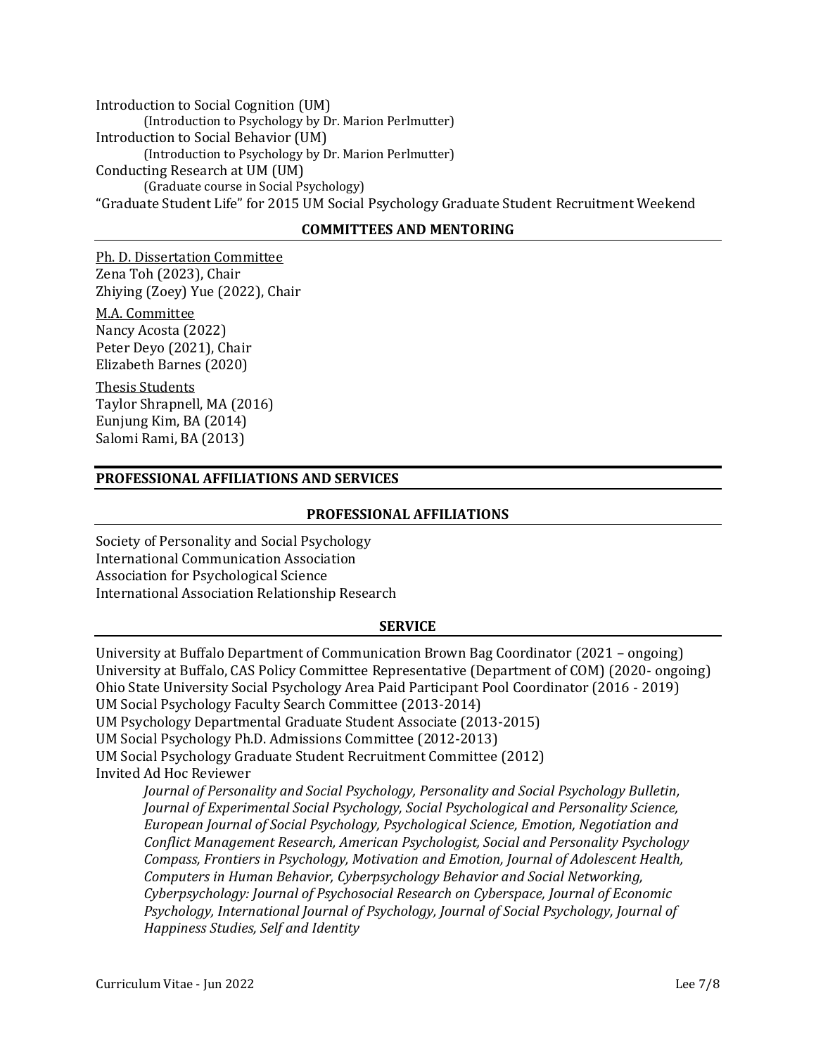Introduction to Social Cognition (UM)
(Introduction to Psychology by Dr. Marion Perlmutter)
Introduction to Social Behavior (UM)
(Introduction to Psychology by Dr. Marion Perlmutter)
Conducting Research at UM (UM)
(Graduate course in Social Psychology)
"Graduate Student Life" for 2015 UM Social Psychology Graduate Student Recruitment Weekend

### COMMITTEES AND MENTORING

Ph. D. Dissertation Committee
Zena Toh (2023), Chair
Zhiying (Zoey) Yue (2022), Chair

M.A. Committee
Nancy Acosta (2022)
Peter Deyo (2021), Chair
Elizabeth Barnes (2020)

Thesis Students
Taylor Shrapnell, MA (2016)
Eunjung Kim, BA (2014)
Salomi Rami, BA (2013)

## PROFESSIONAL AFFILIATIONS AND SERVICES

### PROFESSIONAL AFFILIATIONS

Society of Personality and Social Psychology
International Communication Association
Association for Psychological Science
International Association Relationship Research

### SERVICE

University at Buffalo Department of Communication Brown Bag Coordinator (2021 – ongoing)
University at Buffalo, CAS Policy Committee Representative (Department of COM) (2020- ongoing)
Ohio State University Social Psychology Area Paid Participant Pool Coordinator (2016 - 2019)
UM Social Psychology Faculty Search Committee (2013-2014)
UM Psychology Departmental Graduate Student Associate (2013-2015)
UM Social Psychology Ph.D. Admissions Committee (2012-2013)
UM Social Psychology Graduate Student Recruitment Committee (2012)
Invited Ad Hoc Reviewer
*Journal of Personality and Social Psychology, Personality and Social Psychology Bulletin, Journal of Experimental Social Psychology, Social Psychological and Personality Science, European Journal of Social Psychology, Psychological Science, Emotion, Negotiation and Conflict Management Research, American Psychologist, Social and Personality Psychology Compass, Frontiers in Psychology, Motivation and Emotion, Journal of Adolescent Health, Computers in Human Behavior, Cyberpsychology Behavior and Social Networking, Cyberpsychology: Journal of Psychosocial Research on Cyberspace, Journal of Economic Psychology, International Journal of Psychology, Journal of Social Psychology, Journal of Happiness Studies, Self and Identity*